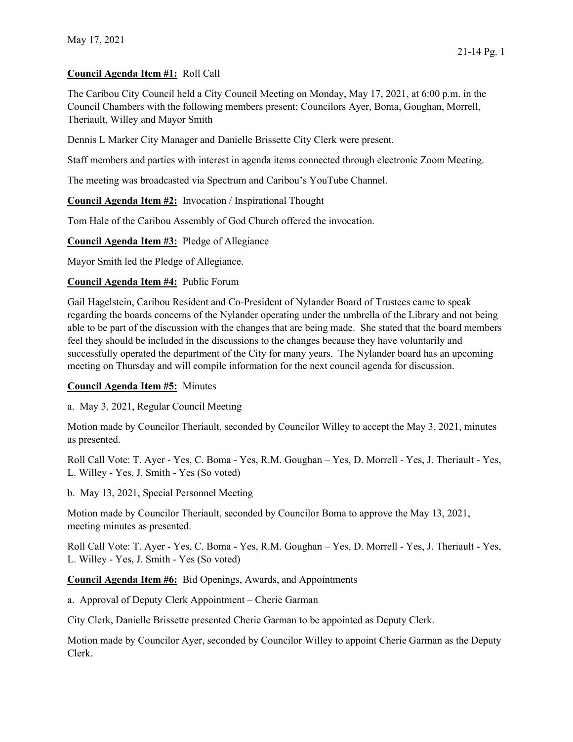May 17, 2021

**Council Agenda Item #1:** Roll Call

The Caribou City Council held a City Council Meeting on Monday, May 17, 2021, at 6:00 p.m. in the Council Chambers with the following members present; Councilors Ayer, Boma, Goughan, Morrell, Theriault, Willey and Mayor Smith

Dennis L Marker City Manager and Danielle Brissette City Clerk were present.

Staff members and parties with interest in agenda items connected through electronic Zoom Meeting.

The meeting was broadcasted via Spectrum and Caribou's YouTube Channel.

**Council Agenda Item #2:** Invocation / Inspirational Thought

Tom Hale of the Caribou Assembly of God Church offered the invocation.

**Council Agenda Item #3:** Pledge of Allegiance

Mayor Smith led the Pledge of Allegiance.

**Council Agenda Item #4:** Public Forum

Gail Hagelstein, Caribou Resident and Co-President of Nylander Board of Trustees came to speak regarding the boards concerns of the Nylander operating under the umbrella of the Library and not being able to be part of the discussion with the changes that are being made. She stated that the board members feel they should be included in the discussions to the changes because they have voluntarily and successfully operated the department of the City for many years. The Nylander board has an upcoming meeting on Thursday and will compile information for the next council agenda for discussion.

**Council Agenda Item #5:** Minutes

a. May 3, 2021, Regular Council Meeting

Motion made by Councilor Theriault, seconded by Councilor Willey to accept the May 3, 2021, minutes as presented.

Roll Call Vote: T. Ayer - Yes, C. Boma - Yes, R.M. Goughan – Yes, D. Morrell - Yes, J. Theriault - Yes, L. Willey - Yes, J. Smith - Yes (So voted)

b. May 13, 2021, Special Personnel Meeting

Motion made by Councilor Theriault, seconded by Councilor Boma to approve the May 13, 2021, meeting minutes as presented.

Roll Call Vote: T. Ayer - Yes, C. Boma - Yes, R.M. Goughan – Yes, D. Morrell - Yes, J. Theriault - Yes, L. Willey - Yes, J. Smith - Yes (So voted)

**Council Agenda Item #6:** Bid Openings, Awards, and Appointments

a. Approval of Deputy Clerk Appointment – Cherie Garman

City Clerk, Danielle Brissette presented Cherie Garman to be appointed as Deputy Clerk.

Motion made by Councilor Ayer, seconded by Councilor Willey to appoint Cherie Garman as the Deputy Clerk.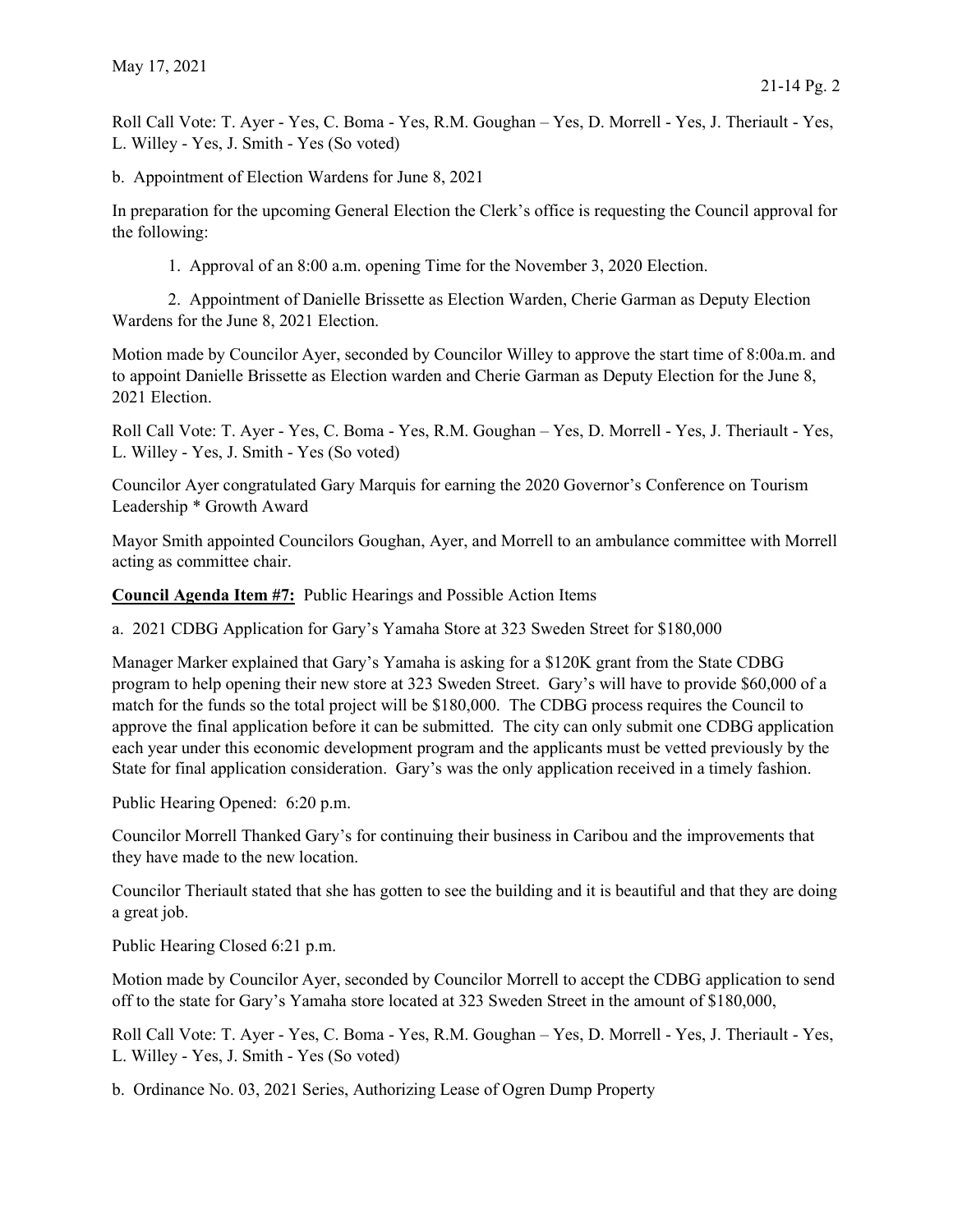Roll Call Vote: T. Ayer - Yes, C. Boma - Yes, R.M. Goughan – Yes, D. Morrell - Yes, J. Theriault - Yes, L. Willey - Yes, J. Smith - Yes (So voted)

b. Appointment of Election Wardens for June 8, 2021

In preparation for the upcoming General Election the Clerk's office is requesting the Council approval for the following:

1. Approval of an 8:00 a.m. opening Time for the November 3, 2020 Election.

2. Appointment of Danielle Brissette as Election Warden, Cherie Garman as Deputy Election Wardens for the June 8, 2021 Election.

Motion made by Councilor Ayer, seconded by Councilor Willey to approve the start time of 8:00a.m. and to appoint Danielle Brissette as Election warden and Cherie Garman as Deputy Election for the June 8, 2021 Election.

Roll Call Vote: T. Ayer - Yes, C. Boma - Yes, R.M. Goughan – Yes, D. Morrell - Yes, J. Theriault - Yes, L. Willey - Yes, J. Smith - Yes (So voted)

Councilor Ayer congratulated Gary Marquis for earning the 2020 Governor's Conference on Tourism Leadership * Growth Award

Mayor Smith appointed Councilors Goughan, Ayer, and Morrell to an ambulance committee with Morrell acting as committee chair.

**Council Agenda Item #7:** Public Hearings and Possible Action Items

a. 2021 CDBG Application for Gary's Yamaha Store at 323 Sweden Street for $180,000

Manager Marker explained that Gary's Yamaha is asking for a $120K grant from the State CDBG program to help opening their new store at 323 Sweden Street. Gary's will have to provide $60,000 of a match for the funds so the total project will be $180,000. The CDBG process requires the Council to approve the final application before it can be submitted. The city can only submit one CDBG application each year under this economic development program and the applicants must be vetted previously by the State for final application consideration. Gary's was the only application received in a timely fashion.

Public Hearing Opened: 6:20 p.m.

Councilor Morrell Thanked Gary's for continuing their business in Caribou and the improvements that they have made to the new location.

Councilor Theriault stated that she has gotten to see the building and it is beautiful and that they are doing a great job.

Public Hearing Closed 6:21 p.m.

Motion made by Councilor Ayer, seconded by Councilor Morrell to accept the CDBG application to send off to the state for Gary's Yamaha store located at 323 Sweden Street in the amount of $180,000,

Roll Call Vote: T. Ayer - Yes, C. Boma - Yes, R.M. Goughan – Yes, D. Morrell - Yes, J. Theriault - Yes, L. Willey - Yes, J. Smith - Yes (So voted)

b. Ordinance No. 03, 2021 Series, Authorizing Lease of Ogren Dump Property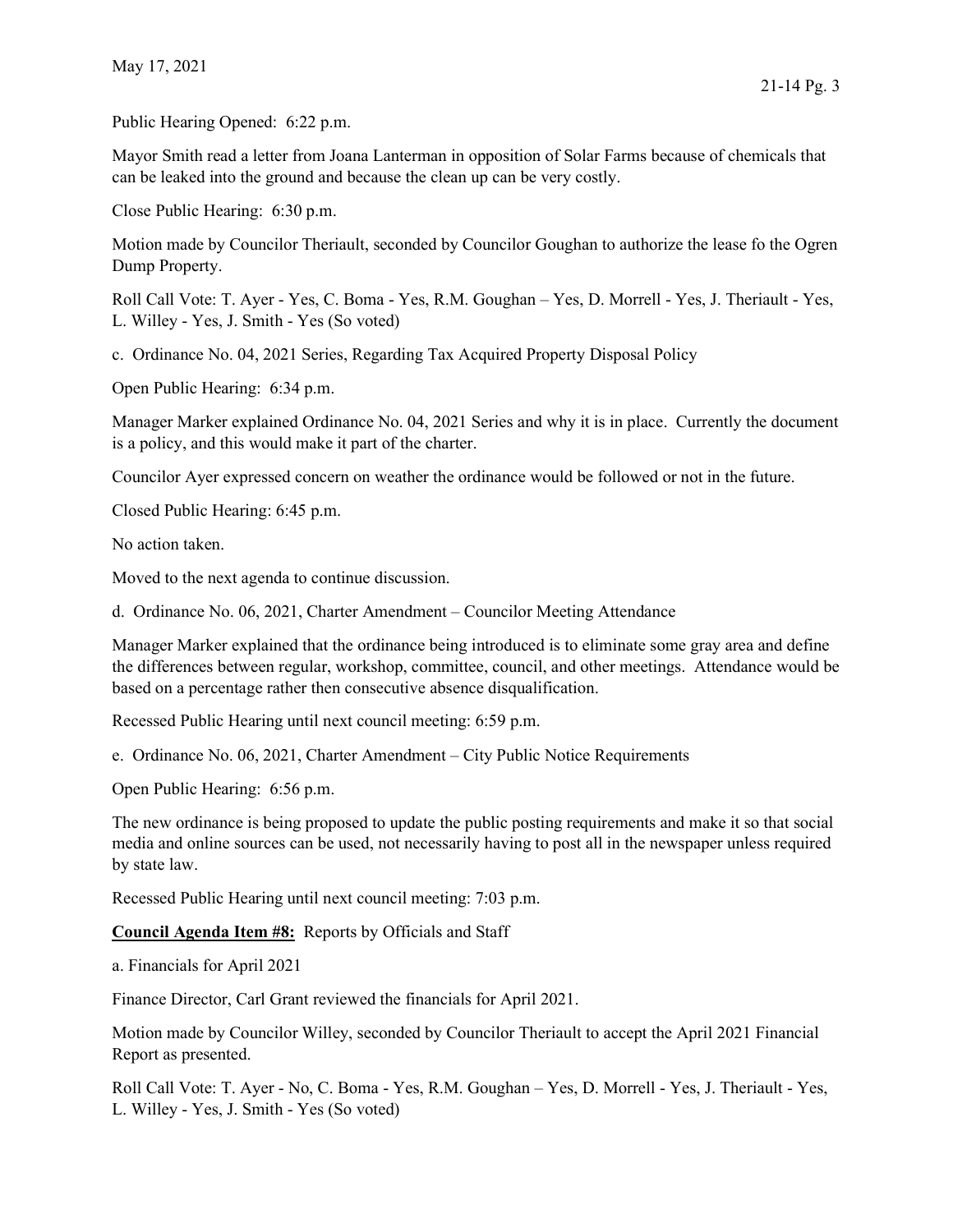Public Hearing Opened: 6:22 p.m.

Mayor Smith read a letter from Joana Lanterman in opposition of Solar Farms because of chemicals that can be leaked into the ground and because the clean up can be very costly.

Close Public Hearing: 6:30 p.m.

Motion made by Councilor Theriault, seconded by Councilor Goughan to authorize the lease fo the Ogren Dump Property.

Roll Call Vote: T. Ayer - Yes, C. Boma - Yes, R.M. Goughan – Yes, D. Morrell - Yes, J. Theriault - Yes, L. Willey - Yes, J. Smith - Yes (So voted)

c. Ordinance No. 04, 2021 Series, Regarding Tax Acquired Property Disposal Policy

Open Public Hearing: 6:34 p.m.

Manager Marker explained Ordinance No. 04, 2021 Series and why it is in place. Currently the document is a policy, and this would make it part of the charter.

Councilor Ayer expressed concern on weather the ordinance would be followed or not in the future.

Closed Public Hearing: 6:45 p.m.

No action taken.

Moved to the next agenda to continue discussion.

d. Ordinance No. 06, 2021, Charter Amendment – Councilor Meeting Attendance

Manager Marker explained that the ordinance being introduced is to eliminate some gray area and define the differences between regular, workshop, committee, council, and other meetings. Attendance would be based on a percentage rather then consecutive absence disqualification.

Recessed Public Hearing until next council meeting: 6:59 p.m.

e. Ordinance No. 06, 2021, Charter Amendment – City Public Notice Requirements

Open Public Hearing: 6:56 p.m.

The new ordinance is being proposed to update the public posting requirements and make it so that social media and online sources can be used, not necessarily having to post all in the newspaper unless required by state law.

Recessed Public Hearing until next council meeting: 7:03 p.m.

**Council Agenda Item #8:** Reports by Officials and Staff

a. Financials for April 2021

Finance Director, Carl Grant reviewed the financials for April 2021.

Motion made by Councilor Willey, seconded by Councilor Theriault to accept the April 2021 Financial Report as presented.

Roll Call Vote: T. Ayer - No, C. Boma - Yes, R.M. Goughan – Yes, D. Morrell - Yes, J. Theriault - Yes, L. Willey - Yes, J. Smith - Yes (So voted)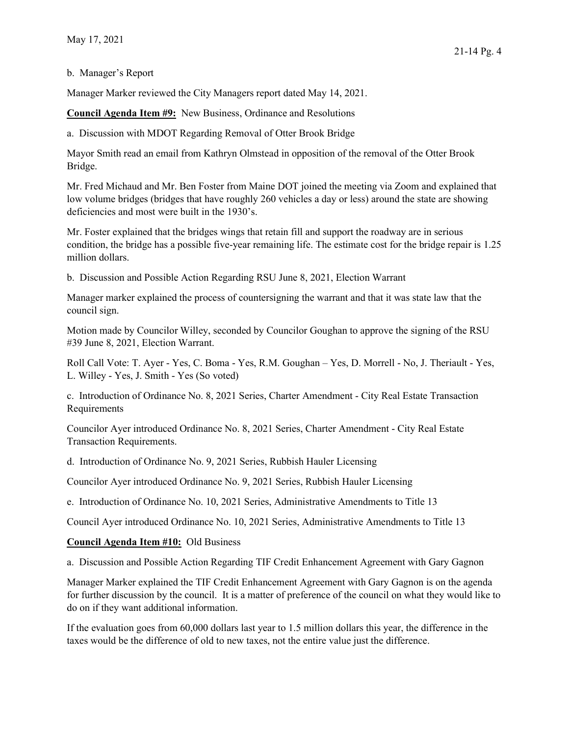b. Manager's Report

Manager Marker reviewed the City Managers report dated May 14, 2021.

**<u>Council Agenda Item #9:</u>** New Business, Ordinance and Resolutions

a. Discussion with MDOT Regarding Removal of Otter Brook Bridge

Mayor Smith read an email from Kathryn Olmstead in opposition of the removal of the Otter Brook Bridge.

Mr. Fred Michaud and Mr. Ben Foster from Maine DOT joined the meeting via Zoom and explained that low volume bridges (bridges that have roughly 260 vehicles a day or less) around the state are showing deficiencies and most were built in the 1930's.

Mr. Foster explained that the bridges wings that retain fill and support the roadway are in serious condition, the bridge has a possible five-year remaining life. The estimate cost for the bridge repair is 1.25 million dollars.

b. Discussion and Possible Action Regarding RSU June 8, 2021, Election Warrant

Manager marker explained the process of countersigning the warrant and that it was state law that the council sign.

Motion made by Councilor Willey, seconded by Councilor Goughan to approve the signing of the RSU #39 June 8, 2021, Election Warrant.

Roll Call Vote: T. Ayer - Yes, C. Boma - Yes, R.M. Goughan – Yes, D. Morrell - No, J. Theriault - Yes, L. Willey - Yes, J. Smith - Yes (So voted)

c. Introduction of Ordinance No. 8, 2021 Series, Charter Amendment - City Real Estate Transaction Requirements

Councilor Ayer introduced Ordinance No. 8, 2021 Series, Charter Amendment - City Real Estate Transaction Requirements.

d. Introduction of Ordinance No. 9, 2021 Series, Rubbish Hauler Licensing

Councilor Ayer introduced Ordinance No. 9, 2021 Series, Rubbish Hauler Licensing

e. Introduction of Ordinance No. 10, 2021 Series, Administrative Amendments to Title 13

Council Ayer introduced Ordinance No. 10, 2021 Series, Administrative Amendments to Title 13

**<u>Council Agenda Item #10:</u>** Old Business

a. Discussion and Possible Action Regarding TIF Credit Enhancement Agreement with Gary Gagnon

Manager Marker explained the TIF Credit Enhancement Agreement with Gary Gagnon is on the agenda for further discussion by the council. It is a matter of preference of the council on what they would like to do on if they want additional information.

If the evaluation goes from 60,000 dollars last year to 1.5 million dollars this year, the difference in the taxes would be the difference of old to new taxes, not the entire value just the difference.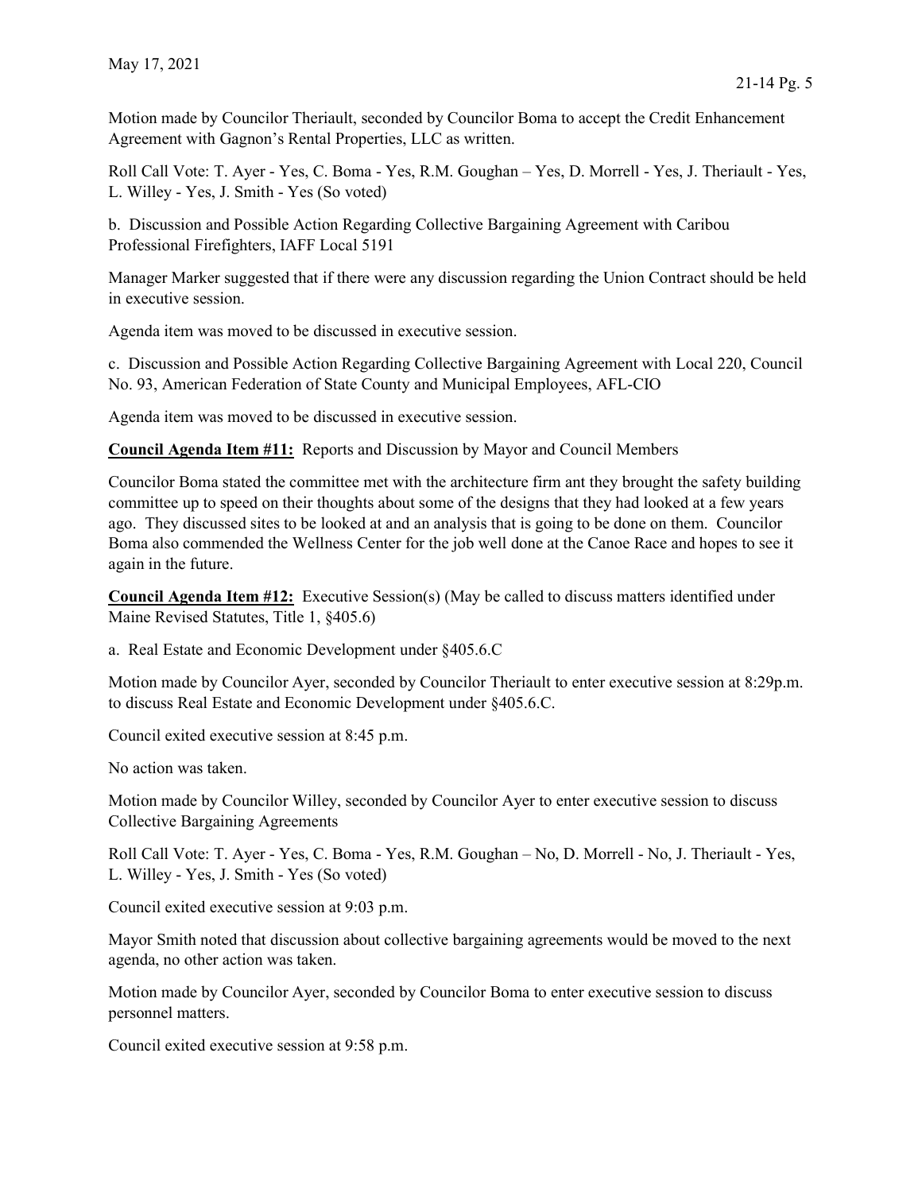Motion made by Councilor Theriault, seconded by Councilor Boma to accept the Credit Enhancement Agreement with Gagnon's Rental Properties, LLC as written.

Roll Call Vote: T. Ayer - Yes, C. Boma - Yes, R.M. Goughan – Yes, D. Morrell - Yes, J. Theriault - Yes, L. Willey - Yes, J. Smith - Yes (So voted)

b. Discussion and Possible Action Regarding Collective Bargaining Agreement with Caribou Professional Firefighters, IAFF Local 5191

Manager Marker suggested that if there were any discussion regarding the Union Contract should be held in executive session.

Agenda item was moved to be discussed in executive session.

c. Discussion and Possible Action Regarding Collective Bargaining Agreement with Local 220, Council No. 93, American Federation of State County and Municipal Employees, AFL-CIO

Agenda item was moved to be discussed in executive session.

**Council Agenda Item #11:** Reports and Discussion by Mayor and Council Members

Councilor Boma stated the committee met with the architecture firm ant they brought the safety building committee up to speed on their thoughts about some of the designs that they had looked at a few years ago. They discussed sites to be looked at and an analysis that is going to be done on them. Councilor Boma also commended the Wellness Center for the job well done at the Canoe Race and hopes to see it again in the future.

**Council Agenda Item #12:** Executive Session(s) (May be called to discuss matters identified under Maine Revised Statutes, Title 1, §405.6)

a. Real Estate and Economic Development under §405.6.C

Motion made by Councilor Ayer, seconded by Councilor Theriault to enter executive session at 8:29p.m. to discuss Real Estate and Economic Development under §405.6.C.

Council exited executive session at 8:45 p.m.

No action was taken.

Motion made by Councilor Willey, seconded by Councilor Ayer to enter executive session to discuss Collective Bargaining Agreements

Roll Call Vote: T. Ayer - Yes, C. Boma - Yes, R.M. Goughan – No, D. Morrell - No, J. Theriault - Yes, L. Willey - Yes, J. Smith - Yes (So voted)

Council exited executive session at 9:03 p.m.

Mayor Smith noted that discussion about collective bargaining agreements would be moved to the next agenda, no other action was taken.

Motion made by Councilor Ayer, seconded by Councilor Boma to enter executive session to discuss personnel matters.

Council exited executive session at 9:58 p.m.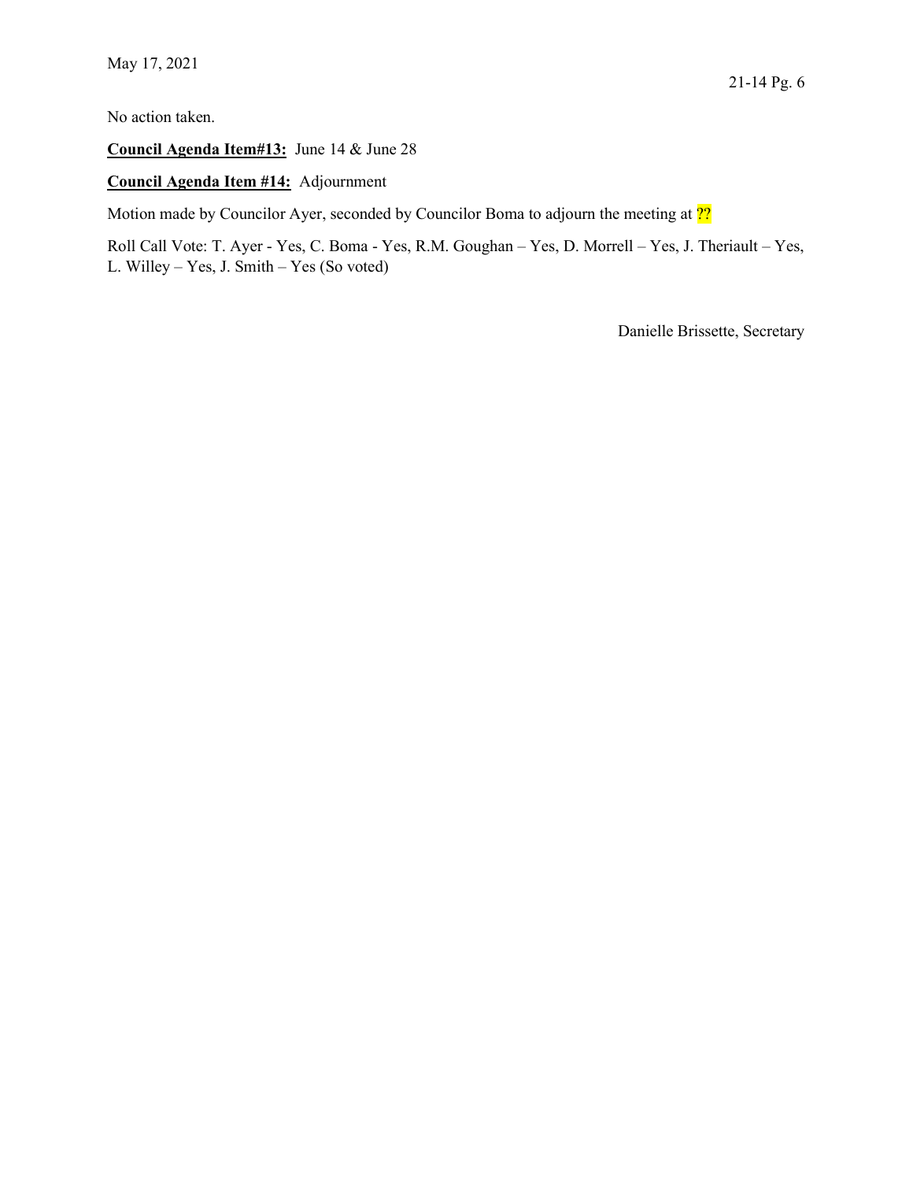No action taken.

**Council Agenda Item#13:** June 14 & June 28

**Council Agenda Item #14:** Adjournment

Motion made by Councilor Ayer, seconded by Councilor Boma to adjourn the meeting at ??

Roll Call Vote: T. Ayer - Yes, C. Boma - Yes, R.M. Goughan – Yes, D. Morrell – Yes, J. Theriault – Yes, L. Willey – Yes, J. Smith – Yes (So voted)

Danielle Brissette, Secretary